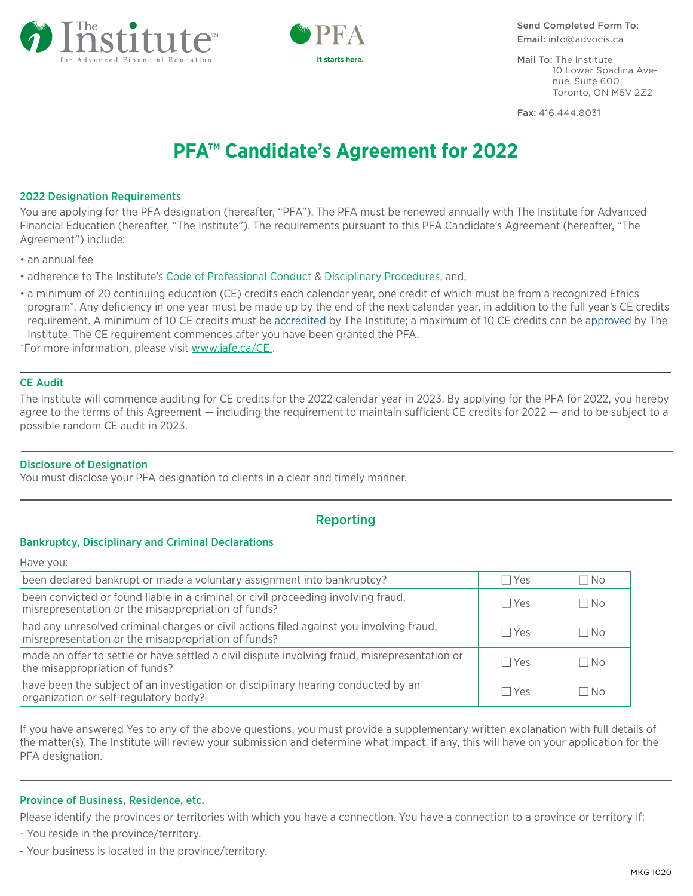The Institute for Advanced Financial Education

PFA It starts here.

**Send Completed Form To:**
**Email:** info@advocis.ca

**Mail To:** The Institute
10 Lower Spadina Avenue, Suite 600
Toronto, ON M5V 2Z2

**Fax:** 416.444.8031

# PFA™ Candidate's Agreement for 2022

### 2022 Designation Requirements

You are applying for the PFA designation (hereafter, "PFA"). The PFA must be renewed annually with The Institute for Advanced Financial Education (hereafter, "The Institute"). The requirements pursuant to this PFA Candidate's Agreement (hereafter, "The Agreement") include:

- an annual fee
- adherence to The Institute's Code of Professional Conduct & Disciplinary Procedures, and,
- a minimum of 20 continuing education (CE) credits each calendar year, one credit of which must be from a recognized Ethics program*. Any deficiency in one year must be made up by the end of the next calendar year, in addition to the full year's CE credits requirement. A minimum of 10 CE credits must be accredited by The Institute; a maximum of 10 CE credits can be approved by The Institute. The CE requirement commences after you have been granted the PFA.

*For more information, please visit www.iafe.ca/CE..

### CE Audit

The Institute will commence auditing for CE credits for the 2022 calendar year in 2023. By applying for the PFA for 2022, you hereby agree to the terms of this Agreement — including the requirement to maintain sufficient CE credits for 2022 — and to be subject to a possible random CE audit in 2023.

### Disclosure of Designation

You must disclose your PFA designation to clients in a clear and timely manner.

## Reporting

### Bankruptcy, Disciplinary and Criminal Declarations

Have you:

| | | |
|---|---|---|
| been declared bankrupt or made a voluntary assignment into bankruptcy? | ☐ Yes | ☐ No |
| been convicted or found liable in a criminal or civil proceeding involving fraud, misrepresentation or the misappropriation of funds? | ☐ Yes | ☐ No |
| had any unresolved criminal charges or civil actions filed against you involving fraud, misrepresentation or the misappropriation of funds? | ☐ Yes | ☐ No |
| made an offer to settle or have settled a civil dispute involving fraud, misrepresentation or the misappropriation of funds? | ☐ Yes | ☐ No |
| have been the subject of an investigation or disciplinary hearing conducted by an organization or self-regulatory body? | ☐ Yes | ☐ No |

If you have answered Yes to any of the above questions, you must provide a supplementary written explanation with full details of the matter(s). The Institute will review your submission and determine what impact, if any, this will have on your application for the PFA designation.

### Province of Business, Residence, etc.

Please identify the provinces or territories with which you have a connection. You have a connection to a province or territory if:

- You reside in the province/territory.
- Your business is located in the province/territory.

MKG 1020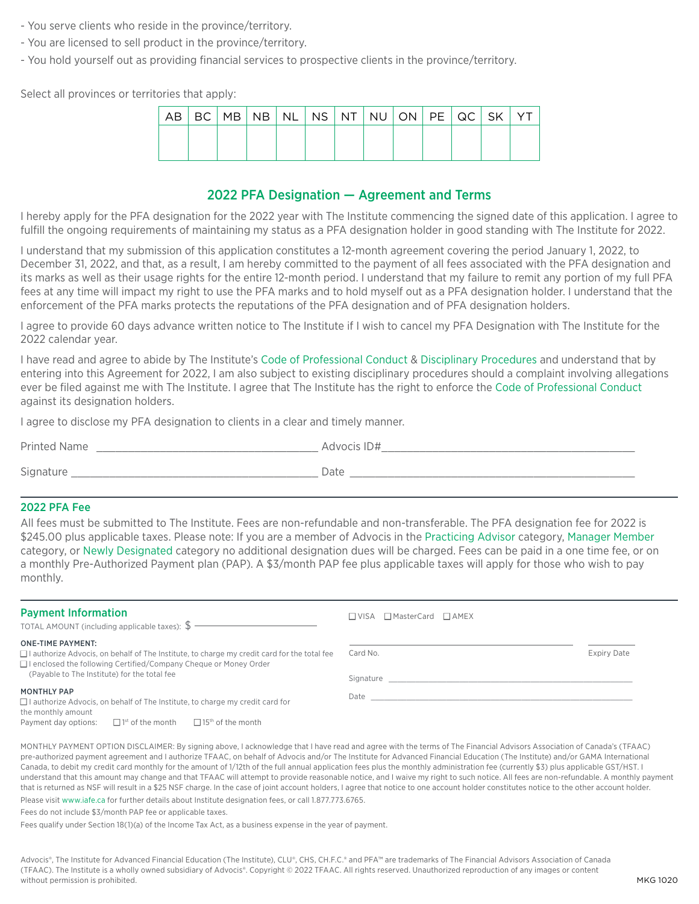- You serve clients who reside in the province/territory.
- You are licensed to sell product in the province/territory.
- You hold yourself out as providing financial services to prospective clients in the province/territory.

Select all provinces or territories that apply:

| AB | BC | MB | NB | NL | NS | NT | NU | ON | PE | QC | SK | YT |
|---|---|---|---|---|---|---|---|---|---|---|---|---|
| | | | | | | | | | | | | |

## 2022 PFA Designation — Agreement and Terms

I hereby apply for the PFA designation for the 2022 year with The Institute commencing the signed date of this application. I agree to fulfill the ongoing requirements of maintaining my status as a PFA designation holder in good standing with The Institute for 2022.

I understand that my submission of this application constitutes a 12-month agreement covering the period January 1, 2022, to December 31, 2022, and that, as a result, I am hereby committed to the payment of all fees associated with the PFA designation and its marks as well as their usage rights for the entire 12-month period. I understand that my failure to remit any portion of my full PFA fees at any time will impact my right to use the PFA marks and to hold myself out as a PFA designation holder. I understand that the enforcement of the PFA marks protects the reputations of the PFA designation and of PFA designation holders.

I agree to provide 60 days advance written notice to The Institute if I wish to cancel my PFA Designation with The Institute for the 2022 calendar year.

I have read and agree to abide by The Institute's Code of Professional Conduct & Disciplinary Procedures and understand that by entering into this Agreement for 2022, I am also subject to existing disciplinary procedures should a complaint involving allegations ever be filed against me with The Institute. I agree that The Institute has the right to enforce the Code of Professional Conduct against its designation holders.

I agree to disclose my PFA designation to clients in a clear and timely manner.

Printed Name ______________________ Advocis ID#______________________

Signature ______________________ Date ______________________

### 2022 PFA Fee

All fees must be submitted to The Institute. Fees are non-refundable and non-transferable. The PFA designation fee for 2022 is $245.00 plus applicable taxes. Please note: If you are a member of Advocis in the Practicing Advisor category, Manager Member category, or Newly Designated category no additional designation dues will be charged. Fees can be paid in a one time fee, or on a monthly Pre-Authorized Payment plan (PAP). A $3/month PAP fee plus applicable taxes will apply for those who wish to pay monthly.

### Payment Information

TOTAL AMOUNT (including applicable taxes): $ ______________________

**ONE-TIME PAYMENT:**

☐ I authorize Advocis, on behalf of The Institute, to charge my credit card for the total fee

☐ I enclose the following Certified/Company Cheque or Money Order (Payable to The Institute) for the total fee

**MONTHLY PAP**

☐ I authorize Advocis, on behalf of The Institute, to charge my credit card for the monthly amount

Payment day options: ☐ 1st of the month ☐ 15th of the month

☐ VISA ☐ MasterCard ☐ AMEX

Card No. ______________________ Expiry Date __________

Signature ______________________

Date ______________________

MONTHLY PAYMENT OPTION DISCLAIMER: By signing above, I acknowledge that I have read and agree with the terms of The Financial Advisors Association of Canada's (TFAAC) pre-authorized payment agreement and I authorize TFAAC, on behalf of Advocis and/or The Institute for Advanced Financial Education (The Institute) and/or GAMA International Canada, to debit my credit card monthly for the amount of 1/12th of the full annual application fees plus the monthly administration fee (currently $3) plus applicable GST/HST. I understand that this amount may change and that TFAAC will attempt to provide reasonable notice, and I waive my right to such notice. All fees are non-refundable. A monthly payment that is returned as NSF will result in a $25 NSF charge. In the case of joint account holders, I agree that notice to one account holder constitutes notice to the other account holder.

Please visit www.iafe.ca for further details about Institute designation fees, or call 1.877.773.6765.

Fees do not include $3/month PAP fee or applicable taxes.

Fees qualify under Section 18(1)(a) of the Income Tax Act, as a business expense in the year of payment.

Advocis®, The Institute for Advanced Financial Education (The Institute), CLU®, CHS, CH.F.C.® and PFA™ are trademarks of The Financial Advisors Association of Canada (TFAAC). The Institute is a wholly owned subsidiary of Advocis®. Copyright © 2022 TFAAC. All rights reserved. Unauthorized reproduction of any images or content without permission is prohibited.

MKG 1020